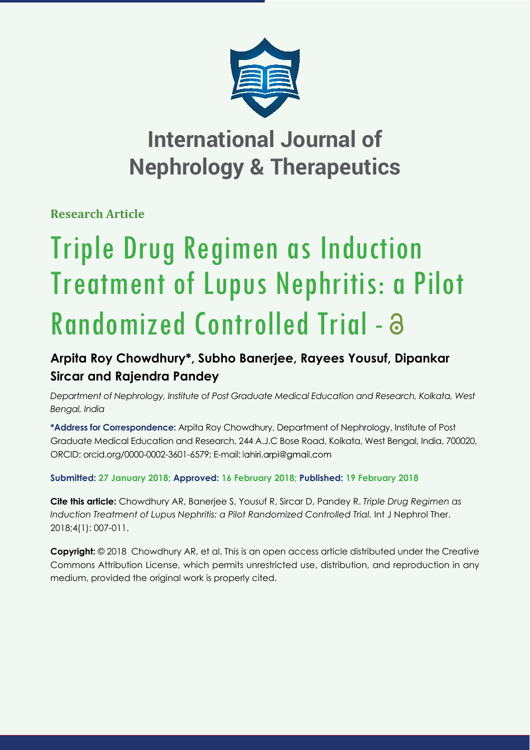# International Journal of Nephrology & Therapeutics

**Research Article**

# Triple Drug Regimen as Induction Treatment of Lupus Nephritis: a Pilot Randomized Controlled Trial

## Arpita Roy Chowdhury*, Subho Banerjee, Rayees Yousuf, Dipankar Sircar and Rajendra Pandey

*Department of Nephrology, Institute of Post Graduate Medical Education and Research, Kolkata, West Bengal, India*

**\*Address for Correspondence:** Arpita Roy Chowdhury, Department of Nephrology, Institute of Post Graduate Medical Education and Research, 244 A.J.C Bose Road, Kolkata, West Bengal, India, 700020, ORCID: orcid.org/0000-0002-3601-6579; E-mail: lahiri.arpi@gmail.com

**Submitted: 27 January 2018; Approved: 16 February 2018; Published: 19 February 2018**

**Cite this article:** Chowdhury AR, Banerjee S, Yousuf R, Sircar D, Pandey R. *Triple Drug Regimen as Induction Treatment of Lupus Nephritis: a Pilot Randomized Controlled Trial.* Int J Nephrol Ther. 2018;4(1): 007-011.

**Copyright:** © 2018 Chowdhury AR, et al. This is an open access article distributed under the Creative Commons Attribution License, which permits unrestricted use, distribution, and reproduction in any medium, provided the original work is properly cited.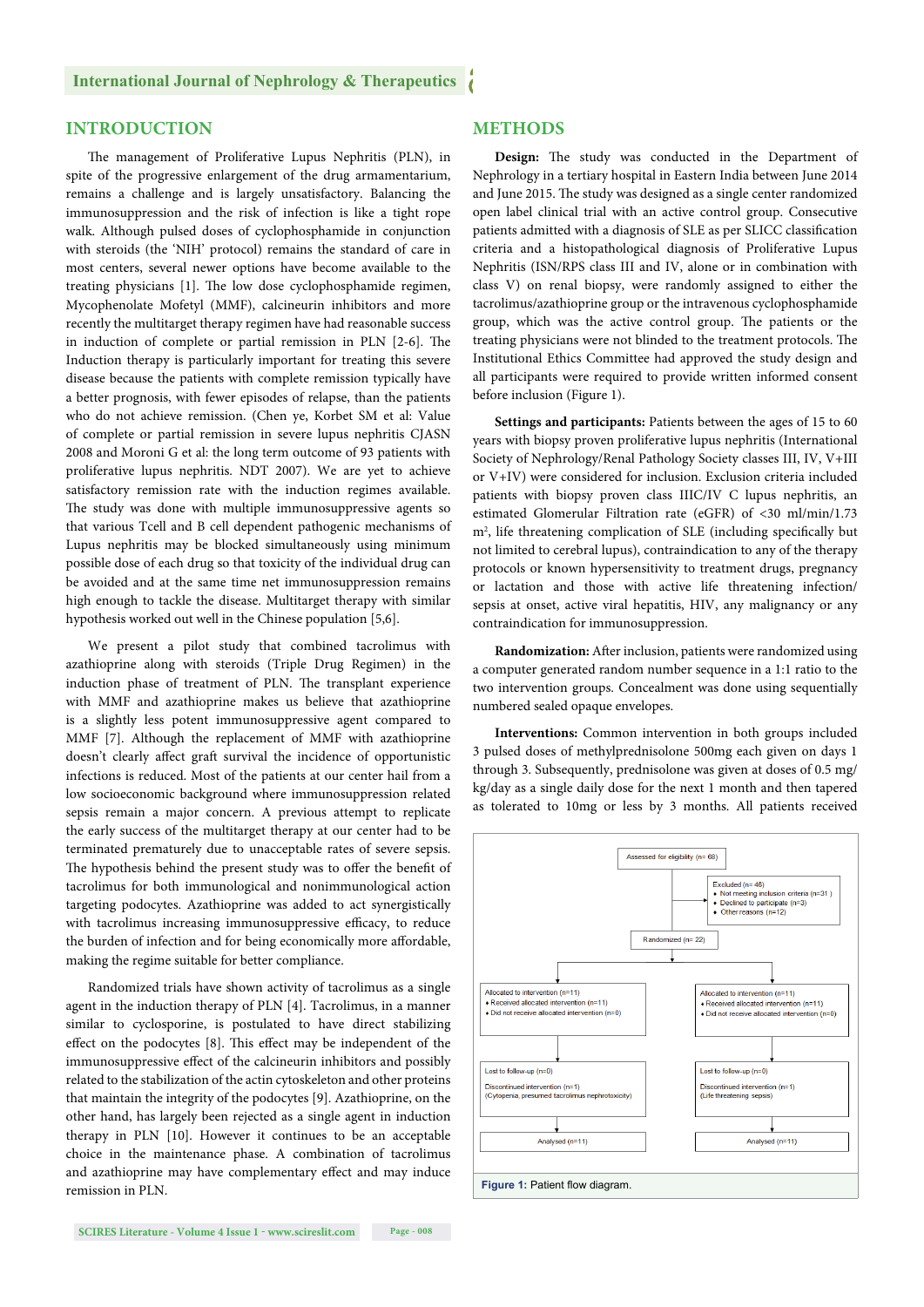## INTRODUCTION

The management of Proliferative Lupus Nephritis (PLN), in spite of the progressive enlargement of the drug armamentarium, remains a challenge and is largely unsatisfactory. Balancing the immunosuppression and the risk of infection is like a tight rope walk. Although pulsed doses of cyclophosphamide in conjunction with steroids (the 'NIH' protocol) remains the standard of care in most centers, several newer options have become available to the treating physicians [1]. The low dose cyclophosphamide regimen, Mycophenolate Mofetyl (MMF), calcineurin inhibitors and more recently the multitarget therapy regimen have had reasonable success in induction of complete or partial remission in PLN [2-6]. The Induction therapy is particularly important for treating this severe disease because the patients with complete remission typically have a better prognosis, with fewer episodes of relapse, than the patients who do not achieve remission. (Chen ye, Korbet SM et al: Value of complete or partial remission in severe lupus nephritis CJASN 2008 and Moroni G et al: the long term outcome of 93 patients with proliferative lupus nephritis. NDT 2007). We are yet to achieve satisfactory remission rate with the induction regimes available. The study was done with multiple immunosuppressive agents so that various Tcell and B cell dependent pathogenic mechanisms of Lupus nephritis may be blocked simultaneously using minimum possible dose of each drug so that toxicity of the individual drug can be avoided and at the same time net immunosuppression remains high enough to tackle the disease. Multitarget therapy with similar hypothesis worked out well in the Chinese population [5,6].

We present a pilot study that combined tacrolimus with azathioprine along with steroids (Triple Drug Regimen) in the induction phase of treatment of PLN. The transplant experience with MMF and azathioprine makes us believe that azathioprine is a slightly less potent immunosuppressive agent compared to MMF [7]. Although the replacement of MMF with azathioprine doesn't clearly affect graft survival the incidence of opportunistic infections is reduced. Most of the patients at our center hail from a low socioeconomic background where immunosuppression related sepsis remain a major concern. A previous attempt to replicate the early success of the multitarget therapy at our center had to be terminated prematurely due to unacceptable rates of severe sepsis. The hypothesis behind the present study was to offer the benefit of tacrolimus for both immunological and nonimmunological action targeting podocytes. Azathioprine was added to act synergistically with tacrolimus increasing immunosuppressive efficacy, to reduce the burden of infection and for being economically more affordable, making the regime suitable for better compliance.

Randomized trials have shown activity of tacrolimus as a single agent in the induction therapy of PLN [4]. Tacrolimus, in a manner similar to cyclosporine, is postulated to have direct stabilizing effect on the podocytes [8]. This effect may be independent of the immunosuppressive effect of the calcineurin inhibitors and possibly related to the stabilization of the actin cytoskeleton and other proteins that maintain the integrity of the podocytes [9]. Azathioprine, on the other hand, has largely been rejected as a single agent in induction therapy in PLN [10]. However it continues to be an acceptable choice in the maintenance phase. A combination of tacrolimus and azathioprine may have complementary effect and may induce remission in PLN.

## METHODS

**Design:** The study was conducted in the Department of Nephrology in a tertiary hospital in Eastern India between June 2014 and June 2015. The study was designed as a single center randomized open label clinical trial with an active control group. Consecutive patients admitted with a diagnosis of SLE as per SLICC classification criteria and a histopathological diagnosis of Proliferative Lupus Nephritis (ISN/RPS class III and IV, alone or in combination with class V) on renal biopsy, were randomly assigned to either the tacrolimus/azathioprine group or the intravenous cyclophosphamide group, which was the active control group. The patients or the treating physicians were not blinded to the treatment protocols. The Institutional Ethics Committee had approved the study design and all participants were required to provide written informed consent before inclusion (Figure 1).

**Settings and participants:** Patients between the ages of 15 to 60 years with biopsy proven proliferative lupus nephritis (International Society of Nephrology/Renal Pathology Society classes III, IV, V+III or V+IV) were considered for inclusion. Exclusion criteria included patients with biopsy proven class IIIC/IV C lupus nephritis, an estimated Glomerular Filtration rate (eGFR) of <30 ml/min/1.73 $m^2$, life threatening complication of SLE (including specifically but not limited to cerebral lupus), contraindication to any of the therapy protocols or known hypersensitivity to treatment drugs, pregnancy or lactation and those with active life threatening infection/sepsis at onset, active viral hepatitis, HIV, any malignancy or any contraindication for immunosuppression.

**Randomization:** After inclusion, patients were randomized using a computer generated random number sequence in a 1:1 ratio to the two intervention groups. Concealment was done using sequentially numbered sealed opaque envelopes.

**Interventions:** Common intervention in both groups included 3 pulsed doses of methylprednisolone 500mg each given on days 1 through 3. Subsequently, prednisolone was given at doses of 0.5 mg/kg/day as a single daily dose for the next 1 month and then tapered as tolerated to 10mg or less by 3 months. All patients received

Assessed for eligibility (n= 68)

Excluded (n= 46)
- Not meeting inclusion criteria (n=31 )
- Declined to participate (n=3)
- Other reasons (n=12)

Randomized (n= 22)

| | |
|---|---|
| Allocated to intervention (n=11)<br>• Received allocated intervention (n=11)<br>• Did not receive allocated intervention (n=0) | Allocated to intervention (n=11)<br>• Received allocated intervention (n=11)<br>• Did not receive allocated intervention (n=0) |
| Lost to follow-up (n=0)<br>Discontinued intervention (n=1)<br>(Cytopenia, presumed tacrolimus nephrotoxicity) | Lost to follow-up (n=0)<br>Discontinued intervention (n=1)<br>(Life threatening sepsis) |
| Analysed (n=11) | Analysed (n=11) |

**Figure 1:** Patient flow diagram.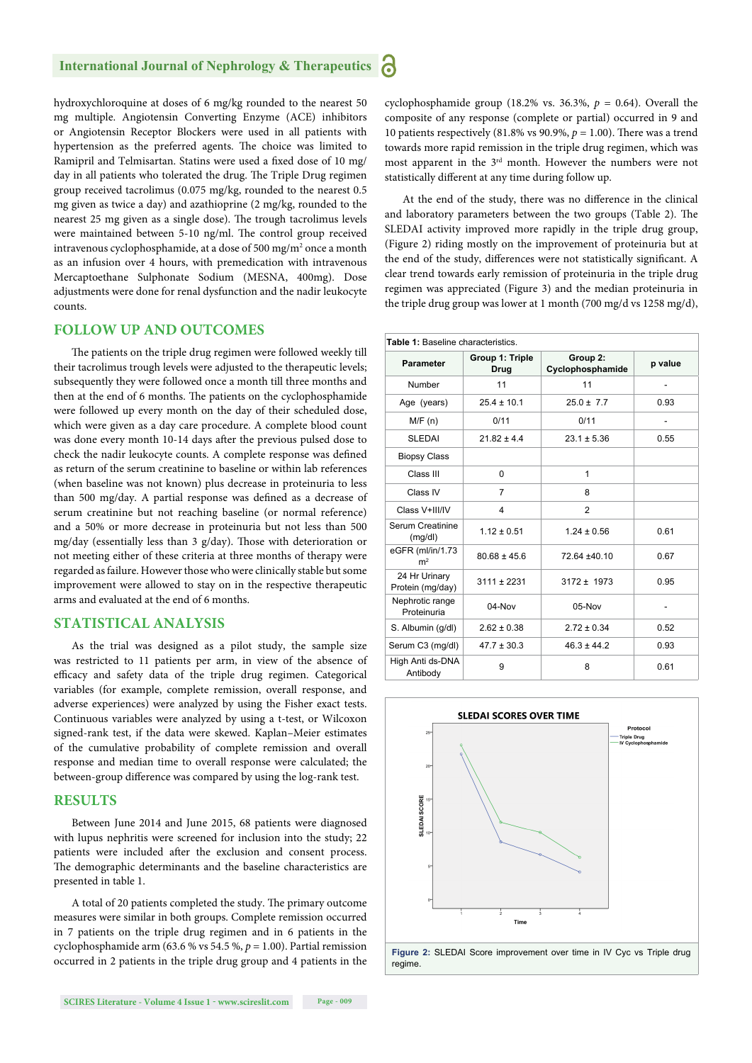hydroxychloroquine at doses of 6 mg/kg rounded to the nearest 50 mg multiple. Angiotensin Converting Enzyme (ACE) inhibitors or Angiotensin Receptor Blockers were used in all patients with hypertension as the preferred agents. The choice was limited to Ramipril and Telmisartan. Statins were used a fixed dose of 10 mg/day in all patients who tolerated the drug. The Triple Drug regimen group received tacrolimus (0.075 mg/kg, rounded to the nearest 0.5 mg given as twice a day) and azathioprine (2 mg/kg, rounded to the nearest 25 mg given as a single dose). The trough tacrolimus levels were maintained between 5-10 ng/ml. The control group received intravenous cyclophosphamide, at a dose of 500 mg/m$^2$ once a month as an infusion over 4 hours, with premedication with intravenous Mercaptoethane Sulphonate Sodium (MESNA, 400mg). Dose adjustments were done for renal dysfunction and the nadir leukocyte counts.

## FOLLOW UP AND OUTCOMES

The patients on the triple drug regimen were followed weekly till their tacrolimus trough levels were adjusted to the therapeutic levels; subsequently they were followed once a month till three months and then at the end of 6 months. The patients on the cyclophosphamide were followed up every month on the day of their scheduled dose, which were given as a day care procedure. A complete blood count was done every month 10-14 days after the previous pulsed dose to check the nadir leukocyte counts. A complete response was defined as return of the serum creatinine to baseline or within lab references (when baseline was not known) plus decrease in proteinuria to less than 500 mg/day. A partial response was defined as a decrease of serum creatinine but not reaching baseline (or normal reference) and a 50% or more decrease in proteinuria but not less than 500 mg/day (essentially less than 3 g/day). Those with deterioration or not meeting either of these criteria at three months of therapy were regarded as failure. However those who were clinically stable but some improvement were allowed to stay on in the respective therapeutic arms and evaluated at the end of 6 months.

## STATISTICAL ANALYSIS

As the trial was designed as a pilot study, the sample size was restricted to 11 patients per arm, in view of the absence of efficacy and safety data of the triple drug regimen. Categorical variables (for example, complete remission, overall response, and adverse experiences) were analyzed by using the Fisher exact tests. Continuous variables were analyzed by using a t-test, or Wilcoxon signed-rank test, if the data were skewed. Kaplan–Meier estimates of the cumulative probability of complete remission and overall response and median time to overall response were calculated; the between-group difference was compared by using the log-rank test.

## RESULTS

Between June 2014 and June 2015, 68 patients were diagnosed with lupus nephritis were screened for inclusion into the study; 22 patients were included after the exclusion and consent process. The demographic determinants and the baseline characteristics are presented in table 1.

A total of 20 patients completed the study. The primary outcome measures were similar in both groups. Complete remission occurred in 7 patients on the triple drug regimen and in 6 patients in the cyclophosphamide arm (63.6 % vs 54.5 %, *p* = 1.00). Partial remission occurred in 2 patients in the triple drug group and 4 patients in the cyclophosphamide group (18.2% vs. 36.3%, *p* = 0.64). Overall the composite of any response (complete or partial) occurred in 9 and 10 patients respectively (81.8% vs 90.9%, *p* = 1.00). There was a trend towards more rapid remission in the triple drug regimen, which was most apparent in the 3$^{rd}$ month. However the numbers were not statistically different at any time during follow up.

At the end of the study, there was no difference in the clinical and laboratory parameters between the two groups (Table 2). The SLEDAI activity improved more rapidly in the triple drug group, (Figure 2) riding mostly on the improvement of proteinuria but at the end of the study, differences were not statistically significant. A clear trend towards early remission of proteinuria in the triple drug regimen was appreciated (Figure 3) and the median proteinuria in the triple drug group was lower at 1 month (700 mg/d vs 1258 mg/d),

**Table 1:** Baseline characteristics.

| Parameter | Group 1: Triple Drug | Group 2: Cyclophosphamide | p value |
|---|---|---|---|
| Number | 11 | 11 | - |
| Age (years) | 25.4 ± 10.1 | 25.0 ± 7.7 | 0.93 |
| M/F (n) | 0/11 | 0/11 | - |
| SLEDAI | 21.82 ± 4.4 | 23.1 ± 5.36 | 0.55 |
| Biopsy Class | | | |
| Class III | 0 | 1 | |
| Class IV | 7 | 8 | |
| Class V+III/IV | 4 | 2 | |
| Serum Creatinine (mg/dl) | 1.12 ± 0.51 | 1.24 ± 0.56 | 0.61 |
| eGFR (ml/in/1.73 m$^2$ | 80.68 ± 45.6 | 72.64 ±40.10 | 0.67 |
| 24 Hr Urinary Protein (mg/day) | 3111 ± 2231 | 3172 ± 1973 | 0.95 |
| Nephrotic range Proteinuria | 04-Nov | 05-Nov | - |
| S. Albumin (g/dl) | 2.62 ± 0.38 | 2.72 ± 0.34 | 0.52 |
| Serum C3 (mg/dl) | 47.7 ± 30.3 | 46.3 ± 44.2 | 0.93 |
| High Anti ds-DNA Antibody | 9 | 8 | 0.61 |

**Figure 2:** SLEDAI Score improvement over time in IV Cyc vs Triple drug regime.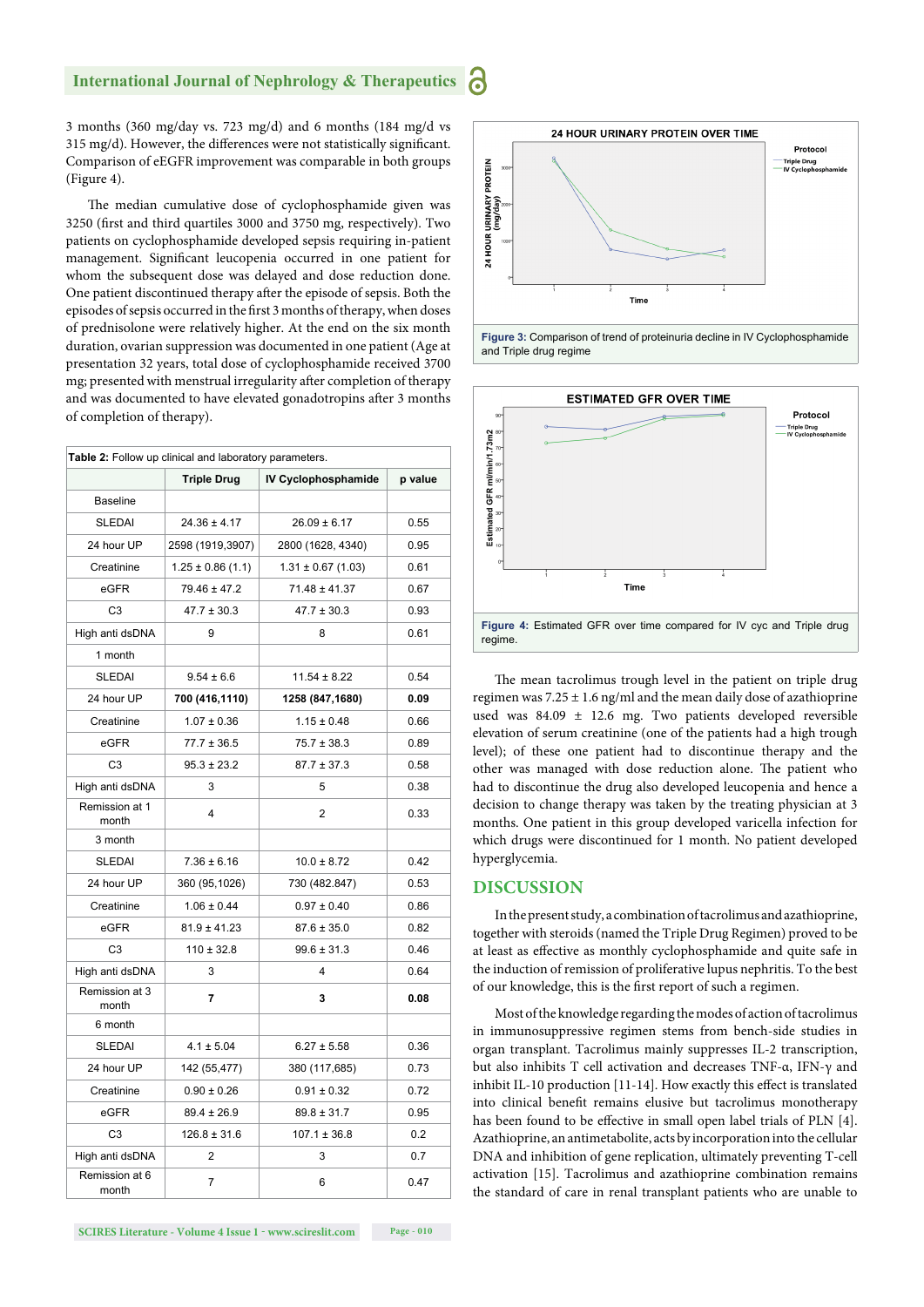3 months (360 mg/day vs. 723 mg/d) and 6 months (184 mg/d vs 315 mg/d). However, the differences were not statistically significant. Comparison of eEGFR improvement was comparable in both groups (Figure 4).

The median cumulative dose of cyclophosphamide given was 3250 (first and third quartiles 3000 and 3750 mg, respectively). Two patients on cyclophosphamide developed sepsis requiring in-patient management. Significant leucopenia occurred in one patient for whom the subsequent dose was delayed and dose reduction done. One patient discontinued therapy after the episode of sepsis. Both the episodes of sepsis occurred in the first 3 months of therapy, when doses of prednisolone were relatively higher. At the end on the six month duration, ovarian suppression was documented in one patient (Age at presentation 32 years, total dose of cyclophosphamide received 3700 mg; presented with menstrual irregularity after completion of therapy and was documented to have elevated gonadotropins after 3 months of completion of therapy).

**Table 2:** Follow up clinical and laboratory parameters.

| | Triple Drug | IV Cyclophosphamide | p value |
|---|---|---|---|
| Baseline | | | |
| SLEDAI | 24.36 ± 4.17 | 26.09 ± 6.17 | 0.55 |
| 24 hour UP | 2598 (1919,3907) | 2800 (1628, 4340) | 0.95 |
| Creatinine | 1.25 ± 0.86 (1.1) | 1.31 ± 0.67 (1.03) | 0.61 |
| eGFR | 79.46 ± 47.2 | 71.48 ± 41.37 | 0.67 |
| C3 | 47.7 ± 30.3 | 47.7 ± 30.3 | 0.93 |
| High anti dsDNA | 9 | 8 | 0.61 |
| 1 month | | | |
| SLEDAI | 9.54 ± 6.6 | 11.54 ± 8.22 | 0.54 |
| 24 hour UP | **700 (416,1110)** | **1258 (847,1680)** | **0.09** |
| Creatinine | 1.07 ± 0.36 | 1.15 ± 0.48 | 0.66 |
| eGFR | 77.7 ± 36.5 | 75.7 ± 38.3 | 0.89 |
| C3 | 95.3 ± 23.2 | 87.7 ± 37.3 | 0.58 |
| High anti dsDNA | 3 | 5 | 0.38 |
| Remission at 1 month | 4 | 2 | 0.33 |
| 3 month | | | |
| SLEDAI | 7.36 ± 6.16 | 10.0 ± 8.72 | 0.42 |
| 24 hour UP | 360 (95,1026) | 730 (482.847) | 0.53 |
| Creatinine | 1.06 ± 0.44 | 0.97 ± 0.40 | 0.86 |
| eGFR | 81.9 ± 41.23 | 87.6 ± 35.0 | 0.82 |
| C3 | 110 ± 32.8 | 99.6 ± 31.3 | 0.46 |
| High anti dsDNA | 3 | 4 | 0.64 |
| Remission at 3 month | **7** | **3** | **0.08** |
| 6 month | | | |
| SLEDAI | 4.1 ± 5.04 | 6.27 ± 5.58 | 0.36 |
| 24 hour UP | 142 (55,477) | 380 (117,685) | 0.73 |
| Creatinine | 0.90 ± 0.26 | 0.91 ± 0.32 | 0.72 |
| eGFR | 89.4 ± 26.9 | 89.8 ± 31.7 | 0.95 |
| C3 | 126.8 ± 31.6 | 107.1 ± 36.8 | 0.2 |
| High anti dsDNA | 2 | 3 | 0.7 |
| Remission at 6 month | 7 | 6 | 0.47 |

**Figure 3:** Comparison of trend of proteinuria decline in IV Cyclophosphamide and Triple drug regime

**Figure 4:** Estimated GFR over time compared for IV cyc and Triple drug regime.

The mean tacrolimus trough level in the patient on triple drug regimen was 7.25 ± 1.6 ng/ml and the mean daily dose of azathioprine used was 84.09 ± 12.6 mg. Two patients developed reversible elevation of serum creatinine (one of the patients had a high trough level); of these one patient had to discontinue therapy and the other was managed with dose reduction alone. The patient who had to discontinue the drug also developed leucopenia and hence a decision to change therapy was taken by the treating physician at 3 months. One patient in this group developed varicella infection for which drugs were discontinued for 1 month. No patient developed hyperglycemia.

## DISCUSSION

In the present study, a combination of tacrolimus and azathioprine, together with steroids (named the Triple Drug Regimen) proved to be at least as effective as monthly cyclophosphamide and quite safe in the induction of remission of proliferative lupus nephritis. To the best of our knowledge, this is the first report of such a regimen.

Most of the knowledge regarding the modes of action of tacrolimus in immunosuppressive regimen stems from bench-side studies in organ transplant. Tacrolimus mainly suppresses IL-2 transcription, but also inhibits T cell activation and decreases TNF-α, IFN-γ and inhibit IL-10 production [11-14]. How exactly this effect is translated into clinical benefit remains elusive but tacrolimus monotherapy has been found to be effective in small open label trials of PLN [4]. Azathioprine, an antimetabolite, acts by incorporation into the cellular DNA and inhibition of gene replication, ultimately preventing T-cell activation [15]. Tacrolimus and azathioprine combination remains the standard of care in renal transplant patients who are unable to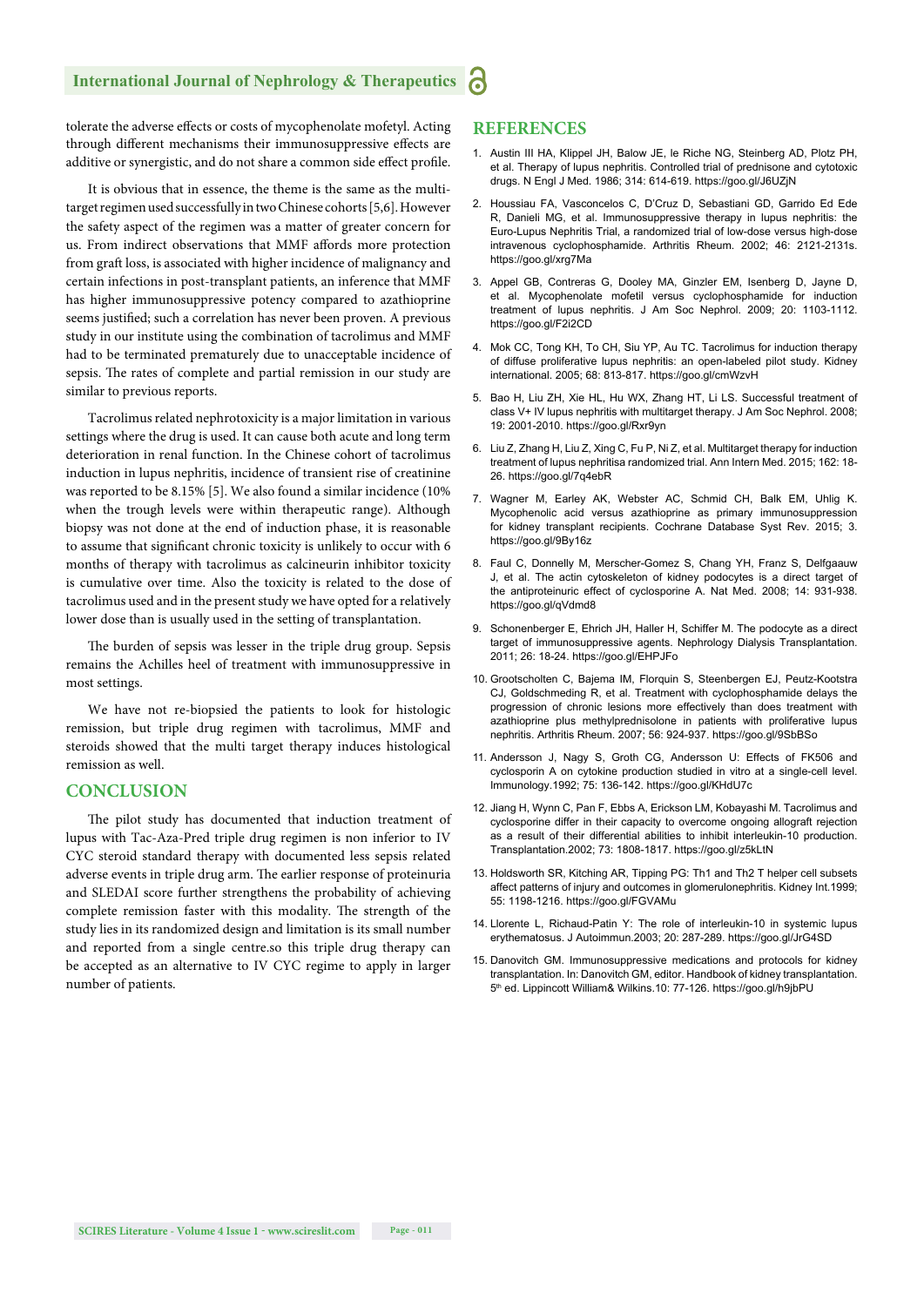tolerate the adverse effects or costs of mycophenolate mofetyl. Acting through different mechanisms their immunosuppressive effects are additive or synergistic, and do not share a common side effect profile.

It is obvious that in essence, the theme is the same as the multi-target regimen used successfully in two Chinese cohorts [5,6]. However the safety aspect of the regimen was a matter of greater concern for us. From indirect observations that MMF affords more protection from graft loss, is associated with higher incidence of malignancy and certain infections in post-transplant patients, an inference that MMF has higher immunosuppressive potency compared to azathioprine seems justified; such a correlation has never been proven. A previous study in our institute using the combination of tacrolimus and MMF had to be terminated prematurely due to unacceptable incidence of sepsis. The rates of complete and partial remission in our study are similar to previous reports.

Tacrolimus related nephrotoxicity is a major limitation in various settings where the drug is used. It can cause both acute and long term deterioration in renal function. In the Chinese cohort of tacrolimus induction in lupus nephritis, incidence of transient rise of creatinine was reported to be 8.15% [5]. We also found a similar incidence (10% when the trough levels were within therapeutic range). Although biopsy was not done at the end of induction phase, it is reasonable to assume that significant chronic toxicity is unlikely to occur with 6 months of therapy with tacrolimus as calcineurin inhibitor toxicity is cumulative over time. Also the toxicity is related to the dose of tacrolimus used and in the present study we have opted for a relatively lower dose than is usually used in the setting of transplantation.

The burden of sepsis was lesser in the triple drug group. Sepsis remains the Achilles heel of treatment with immunosuppressive in most settings.

We have not re-biopsied the patients to look for histologic remission, but triple drug regimen with tacrolimus, MMF and steroids showed that the multi target therapy induces histological remission as well.

## CONCLUSION

The pilot study has documented that induction treatment of lupus with Tac-Aza-Pred triple drug regimen is non inferior to IV CYC steroid standard therapy with documented less sepsis related adverse events in triple drug arm. The earlier response of proteinuria and SLEDAI score further strengthens the probability of achieving complete remission faster with this modality. The strength of the study lies in its randomized design and limitation is its small number and reported from a single centre.so this triple drug therapy can be accepted as an alternative to IV CYC regime to apply in larger number of patients.

## REFERENCES

1. Austin III HA, Klippel JH, Balow JE, le Riche NG, Steinberg AD, Plotz PH, et al. Therapy of lupus nephritis. Controlled trial of prednisone and cytotoxic drugs. N Engl J Med. 1986; 314: 614-619. https://goo.gl/J6UZjN
2. Houssiau FA, Vasconcelos C, D'Cruz D, Sebastiani GD, Garrido Ed Ede R, Danieli MG, et al. Immunosuppressive therapy in lupus nephritis: the Euro-Lupus Nephritis Trial, a randomized trial of low-dose versus high-dose intravenous cyclophosphamide. Arthritis Rheum. 2002; 46: 2121-2131s. https://goo.gl/xrg7Ma
3. Appel GB, Contreras G, Dooley MA, Ginzler EM, Isenberg D, Jayne D, et al. Mycophenolate mofetil versus cyclophosphamide for induction treatment of lupus nephritis. J Am Soc Nephrol. 2009; 20: 1103-1112. https://goo.gl/F2i2CD
4. Mok CC, Tong KH, To CH, Siu YP, Au TC. Tacrolimus for induction therapy of diffuse proliferative lupus nephritis: an open-labeled pilot study. Kidney international. 2005; 68: 813-817. https://goo.gl/cmWzvH
5. Bao H, Liu ZH, Xie HL, Hu WX, Zhang HT, Li LS. Successful treatment of class V+ IV lupus nephritis with multitarget therapy. J Am Soc Nephrol. 2008; 19: 2001-2010. https://goo.gl/Rxr9yn
6. Liu Z, Zhang H, Liu Z, Xing C, Fu P, Ni Z, et al. Multitarget therapy for induction treatment of lupus nephritisa randomized trial. Ann Intern Med. 2015; 162: 18-26. https://goo.gl/7q4ebR
7. Wagner M, Earley AK, Webster AC, Schmid CH, Balk EM, Uhlig K. Mycophenolic acid versus azathioprine as primary immunosuppression for kidney transplant recipients. Cochrane Database Syst Rev. 2015; 3. https://goo.gl/9By16z
8. Faul C, Donnelly M, Merscher-Gomez S, Chang YH, Franz S, Delfgaauw J, et al. The actin cytoskeleton of kidney podocytes is a direct target of the antiproteinuric effect of cyclosporine A. Nat Med. 2008; 14: 931-938. https://goo.gl/qVdmd8
9. Schonenberger E, Ehrich JH, Haller H, Schiffer M. The podocyte as a direct target of immunosuppressive agents. Nephrology Dialysis Transplantation. 2011; 26: 18-24. https://goo.gl/EHPJFo
10. Grootscholten C, Bajema IM, Florquin S, Steenbergen EJ, Peutz-Kootstra CJ, Goldschmeding R, et al. Treatment with cyclophosphamide delays the progression of chronic lesions more effectively than does treatment with azathioprine plus methylprednisolone in patients with proliferative lupus nephritis. Arthritis Rheum. 2007; 56: 924-937. https://goo.gl/9SbBSo
11. Andersson J, Nagy S, Groth CG, Andersson U: Effects of FK506 and cyclosporin A on cytokine production studied in vitro at a single-cell level. Immunology.1992; 75: 136-142. https://goo.gl/KHdU7c
12. Jiang H, Wynn C, Pan F, Ebbs A, Erickson LM, Kobayashi M. Tacrolimus and cyclosporine differ in their capacity to overcome ongoing allograft rejection as a result of their differential abilities to inhibit interleukin-10 production. Transplantation.2002; 73: 1808-1817. https://goo.gl/z5kLtN
13. Holdsworth SR, Kitching AR, Tipping PG: Th1 and Th2 T helper cell subsets affect patterns of injury and outcomes in glomerulonephritis. Kidney Int.1999; 55: 1198-1216. https://goo.gl/FGVAMu
14. Llorente L, Richaud-Patin Y: The role of interleukin-10 in systemic lupus erythematosus. J Autoimmun.2003; 20: 287-289. https://goo.gl/JrG4SD
15. Danovitch GM. Immunosuppressive medications and protocols for kidney transplantation. In: Danovitch GM, editor. Handbook of kidney transplantation. 5th ed. Lippincott William& Wilkins.10: 77-126. https://goo.gl/h9jbPU